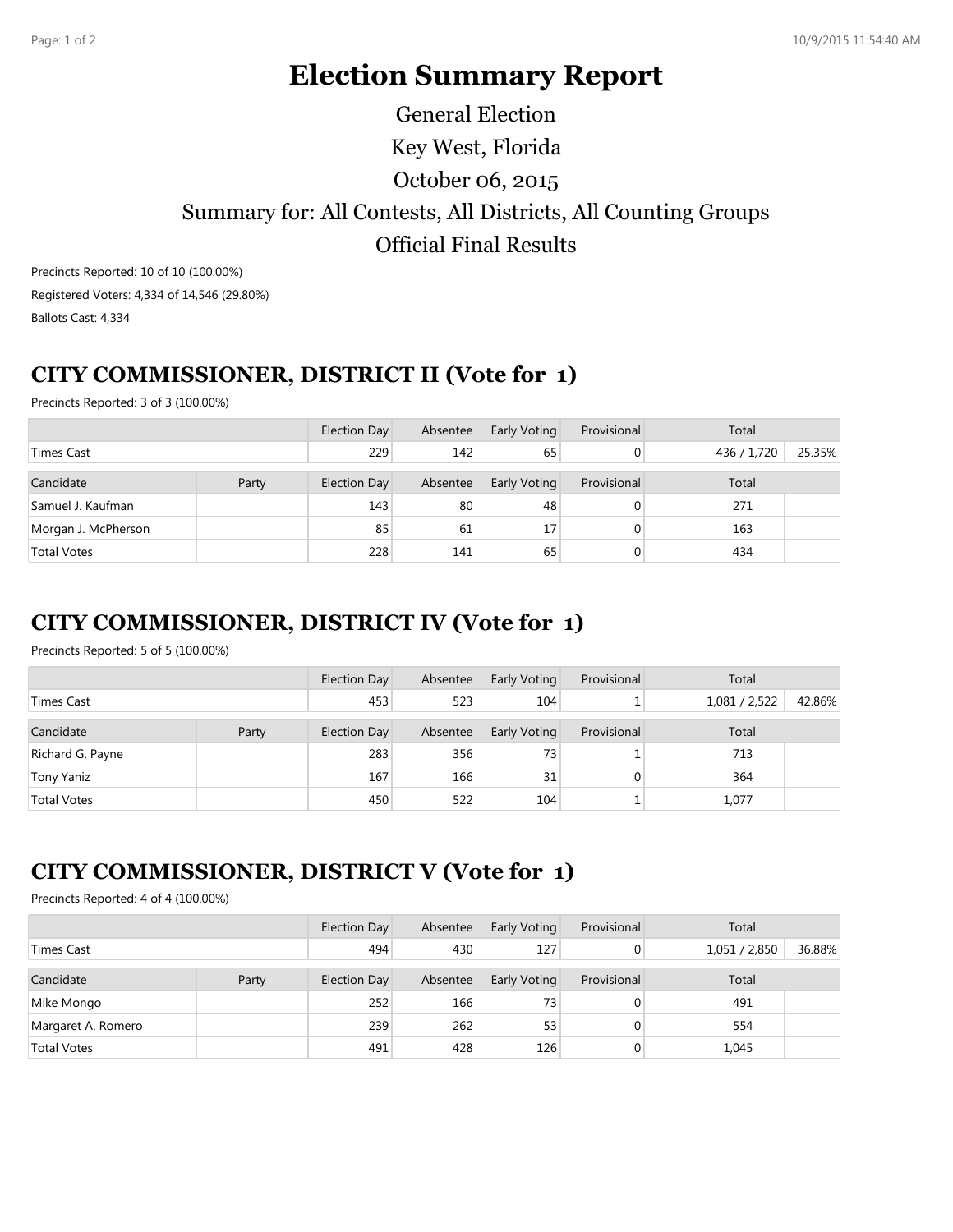# Election Summary Report

General Election

Key West, Florida

October 06, 2015

Summary for: All Contests, All Districts, All Counting Groups

Official Final Results

Precincts Reported: 10 of 10 (100.00%)

Registered Voters: 4,334 of 14,546 (29.80%)

Ballots Cast: 4,334

## CITY COMMISSIONER, DISTRICT II (Vote for 1)

Precincts Reported: 3 of 3 (100.00%)

| | | Election Day | Absentee | Early Voting | Provisional | Total | |
|---|---|---|---|---|---|---|---|
| Times Cast | | 229 | 142 | 65 | 0 | 436 / 1,720 | 25.35% |
| **Candidate** | **Party** | **Election Day** | **Absentee** | **Early Voting** | **Provisional** | **Total** | |
| Samuel J. Kaufman | | 143 | 80 | 48 | 0 | 271 | |
| Morgan J. McPherson | | 85 | 61 | 17 | 0 | 163 | |
| Total Votes | | 228 | 141 | 65 | 0 | 434 | |

## CITY COMMISSIONER, DISTRICT IV (Vote for 1)

Precincts Reported: 5 of 5 (100.00%)

| | | Election Day | Absentee | Early Voting | Provisional | Total | |
|---|---|---|---|---|---|---|---|
| Times Cast | | 453 | 523 | 104 | 1 | 1,081 / 2,522 | 42.86% |
| **Candidate** | **Party** | **Election Day** | **Absentee** | **Early Voting** | **Provisional** | **Total** | |
| Richard G. Payne | | 283 | 356 | 73 | 1 | 713 | |
| Tony Yaniz | | 167 | 166 | 31 | 0 | 364 | |
| Total Votes | | 450 | 522 | 104 | 1 | 1,077 | |

## CITY COMMISSIONER, DISTRICT V (Vote for 1)

Precincts Reported: 4 of 4 (100.00%)

| | | Election Day | Absentee | Early Voting | Provisional | Total | |
|---|---|---|---|---|---|---|---|
| Times Cast | | 494 | 430 | 127 | 0 | 1,051 / 2,850 | 36.88% |
| **Candidate** | **Party** | **Election Day** | **Absentee** | **Early Voting** | **Provisional** | **Total** | |
| Mike Mongo | | 252 | 166 | 73 | 0 | 491 | |
| Margaret A. Romero | | 239 | 262 | 53 | 0 | 554 | |
| Total Votes | | 491 | 428 | 126 | 0 | 1,045 | |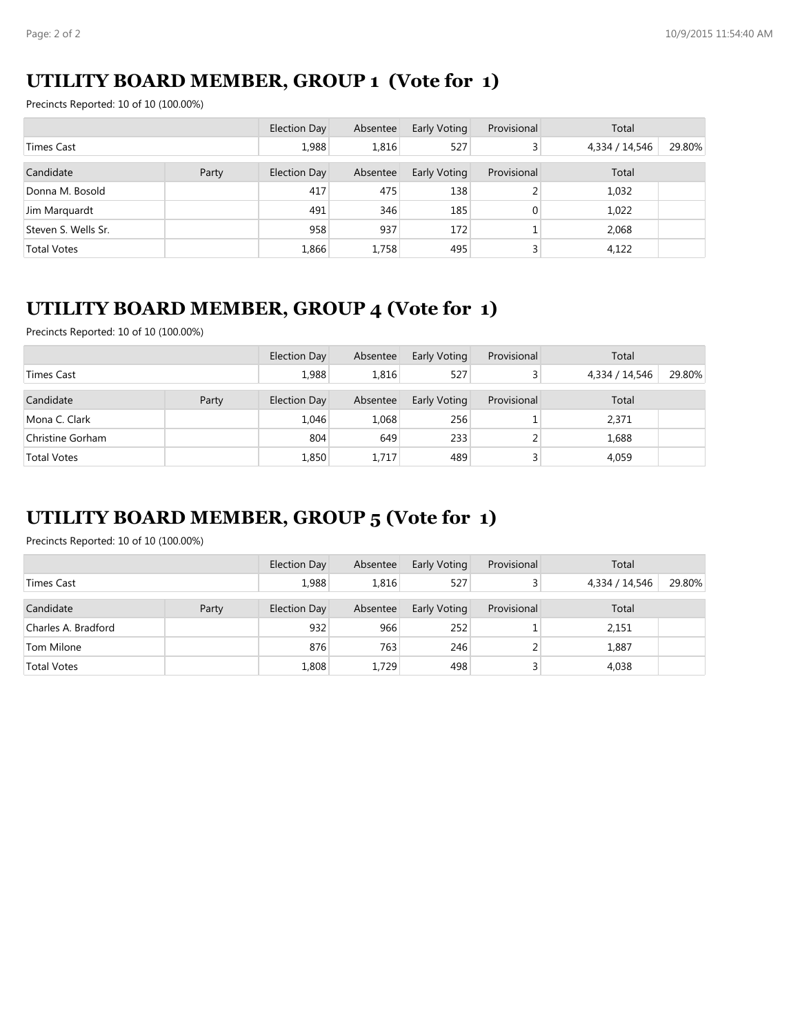## UTILITY BOARD MEMBER, GROUP 1 (Vote for 1)

Precincts Reported: 10 of 10 (100.00%)

| | | Election Day | Absentee | Early Voting | Provisional | Total | |
|---|---|---|---|---|---|---|---|
| Times Cast | | 1,988 | 1,816 | 527 | 3 | 4,334 / 14,546 | 29.80% |
| **Candidate** | **Party** | **Election Day** | **Absentee** | **Early Voting** | **Provisional** | **Total** | |
| Donna M. Bosold | | 417 | 475 | 138 | 2 | 1,032 | |
| Jim Marquardt | | 491 | 346 | 185 | 0 | 1,022 | |
| Steven S. Wells Sr. | | 958 | 937 | 172 | 1 | 2,068 | |
| Total Votes | | 1,866 | 1,758 | 495 | 3 | 4,122 | |

## UTILITY BOARD MEMBER, GROUP 4 (Vote for 1)

Precincts Reported: 10 of 10 (100.00%)

| | | Election Day | Absentee | Early Voting | Provisional | Total | |
|---|---|---|---|---|---|---|---|
| Times Cast | | 1,988 | 1,816 | 527 | 3 | 4,334 / 14,546 | 29.80% |
| **Candidate** | **Party** | **Election Day** | **Absentee** | **Early Voting** | **Provisional** | **Total** | |
| Mona C. Clark | | 1,046 | 1,068 | 256 | 1 | 2,371 | |
| Christine Gorham | | 804 | 649 | 233 | 2 | 1,688 | |
| Total Votes | | 1,850 | 1,717 | 489 | 3 | 4,059 | |

## UTILITY BOARD MEMBER, GROUP 5 (Vote for 1)

Precincts Reported: 10 of 10 (100.00%)

| | | Election Day | Absentee | Early Voting | Provisional | Total | |
|---|---|---|---|---|---|---|---|
| Times Cast | | 1,988 | 1,816 | 527 | 3 | 4,334 / 14,546 | 29.80% |
| **Candidate** | **Party** | **Election Day** | **Absentee** | **Early Voting** | **Provisional** | **Total** | |
| Charles A. Bradford | | 932 | 966 | 252 | 1 | 2,151 | |
| Tom Milone | | 876 | 763 | 246 | 2 | 1,887 | |
| Total Votes | | 1,808 | 1,729 | 498 | 3 | 4,038 | |